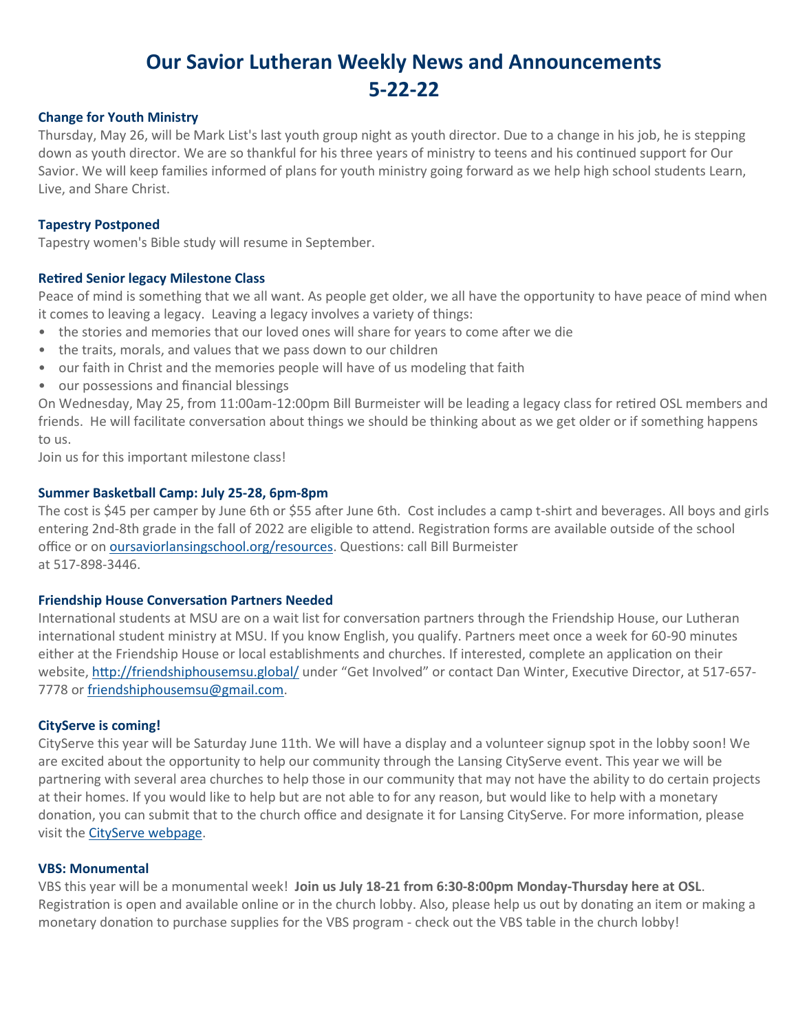# Our Savior Lutheran Weekly News and Announcements 5-22-22

### Change for Youth Ministry

Thursday, May 26, will be Mark List's last youth group night as youth director. Due to a change in his job, he is stepping down as youth director. We are so thankful for his three years of ministry to teens and his continued support for Our Savior. We will keep families informed of plans for youth ministry going forward as we help high school students Learn, Live, and Share Christ.

### Tapestry Postponed

Tapestry women's Bible study will resume in September.

### Retired Senior legacy Milestone Class

Peace of mind is something that we all want. As people get older, we all have the opportunity to have peace of mind when it comes to leaving a legacy. Leaving a legacy involves a variety of things:

- the stories and memories that our loved ones will share for years to come after we die
- the traits, morals, and values that we pass down to our children
- our faith in Christ and the memories people will have of us modeling that faith
- our possessions and financial blessings

On Wednesday, May 25, from 11:00am-12:00pm Bill Burmeister will be leading a legacy class for retired OSL members and friends. He will facilitate conversation about things we should be thinking about as we get older or if something happens to us.

Join us for this important milestone class!

### Summer Basketball Camp: July 25-28, 6pm-8pm

The cost is $45 per camper by June 6th or $55 after June 6th. Cost includes a camp t-shirt and beverages. All boys and girls entering 2nd-8th grade in the fall of 2022 are eligible to attend. Registration forms are available outside of the school office or on oursaviorlansingschool.org/resources. Questions: call Bill Burmeister at 517-898-3446.

### Friendship House Conversation Partners Needed

International students at MSU are on a wait list for conversation partners through the Friendship House, our Lutheran international student ministry at MSU. If you know English, you qualify. Partners meet once a week for 60-90 minutes either at the Friendship House or local establishments and churches. If interested, complete an application on their website, http://friendshiphousemsu.global/ under "Get Involved" or contact Dan Winter, Executive Director, at 517-657-7778 or friendshiphousemsu@gmail.com.

### CityServe is coming!

CityServe this year will be Saturday June 11th. We will have a display and a volunteer signup spot in the lobby soon! We are excited about the opportunity to help our community through the Lansing CityServe event. This year we will be partnering with several area churches to help those in our community that may not have the ability to do certain projects at their homes. If you would like to help but are not able to for any reason, but would like to help with a monetary donation, you can submit that to the church office and designate it for Lansing CityServe. For more information, please visit the CityServe webpage.

### VBS: Monumental

VBS this year will be a monumental week! **Join us July 18-21 from 6:30-8:00pm Monday-Thursday here at OSL**. Registration is open and available online or in the church lobby. Also, please help us out by donating an item or making a monetary donation to purchase supplies for the VBS program - check out the VBS table in the church lobby!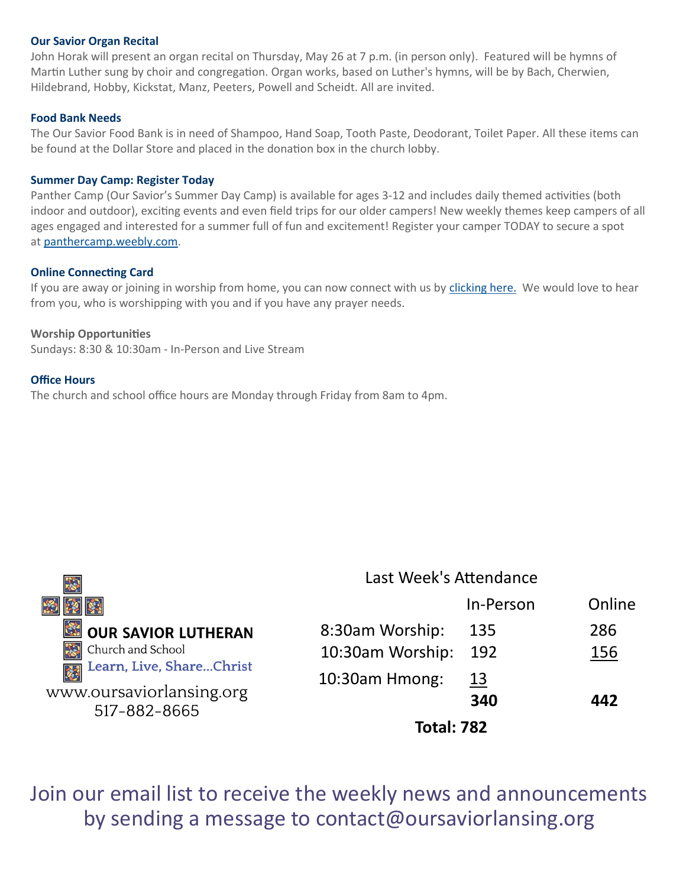### Our Savior Organ Recital

John Horak will present an organ recital on Thursday, May 26 at 7 p.m. (in person only). Featured will be hymns of Martin Luther sung by choir and congregation. Organ works, based on Luther's hymns, will be by Bach, Cherwien, Hildebrand, Hobby, Kickstat, Manz, Peeters, Powell and Scheidt. All are invited.

### Food Bank Needs

The Our Savior Food Bank is in need of Shampoo, Hand Soap, Tooth Paste, Deodorant, Toilet Paper. All these items can be found at the Dollar Store and placed in the donation box in the church lobby.

### Summer Day Camp: Register Today

Panther Camp (Our Savior's Summer Day Camp) is available for ages 3-12 and includes daily themed activities (both indoor and outdoor), exciting events and even field trips for our older campers! New weekly themes keep campers of all ages engaged and interested for a summer full of fun and excitement! Register your camper TODAY to secure a spot at panthercamp.weebly.com.

### Online Connecting Card

If you are away or joining in worship from home, you can now connect with us by clicking here. We would love to hear from you, who is worshipping with you and if you have any prayer needs.

### Worship Opportunities

Sundays: 8:30 & 10:30am - In-Person and Live Stream

### Office Hours

The church and school office hours are Monday through Friday from 8am to 4pm.

**OUR SAVIOR LUTHERAN**
Church and School
Learn, Live, Share...Christ

www.oursaviorlansing.org
517-882-8665

Last Week's Attendance

| | In-Person | Online |
|---|---|---|
| 8:30am Worship: | 135 | 286 |
| 10:30am Worship: | 192 | 156 |
| 10:30am Hmong: | 13 | |
| | **340** | **442** |

**Total: 782**

Join our email list to receive the weekly news and announcements by sending a message to contact@oursaviorlansing.org